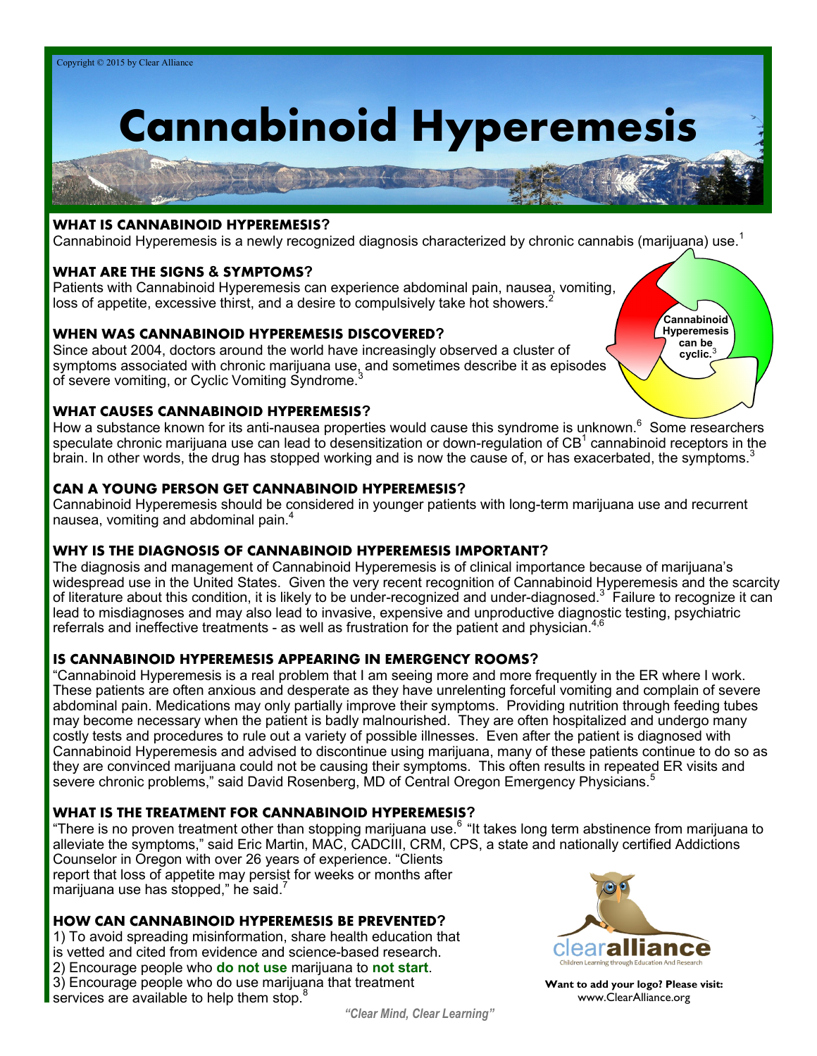Copyright © 2015 by Clear Alliance

# Cannabinoid Hyperemesis

## WHAT IS CANNABINOID HYPEREMESIS?

Cannabinoid Hyperemesis is a newly recognized diagnosis characterized by chronic cannabis (marijuana) use.[1]

## WHAT ARE THE SIGNS & SYMPTOMS?

Patients with Cannabinoid Hyperemesis can experience abdominal pain, nausea, vomiting, loss of appetite, excessive thirst, and a desire to compulsively take hot showers.[2]

**Cannabinoid Hyperemesis can be cyclic.**[3]

## WHEN WAS CANNABINOID HYPEREMESIS DISCOVERED?

Since about 2004, doctors around the world have increasingly observed a cluster of symptoms associated with chronic marijuana use, and sometimes describe it as episodes of severe vomiting, or Cyclic Vomiting Syndrome.[3]

## WHAT CAUSES CANNABINOID HYPEREMESIS?

How a substance known for its anti-nausea properties would cause this syndrome is unknown.[6] Some researchers speculate chronic marijuana use can lead to desensitization or down-regulation of $CB^1$ cannabinoid receptors in the brain. In other words, the drug has stopped working and is now the cause of, or has exacerbated, the symptoms.[3]

## CAN A YOUNG PERSON GET CANNABINOID HYPEREMESIS?

Cannabinoid Hyperemesis should be considered in younger patients with long-term marijuana use and recurrent nausea, vomiting and abdominal pain.[4]

## WHY IS THE DIAGNOSIS OF CANNABINOID HYPEREMESIS IMPORTANT?

The diagnosis and management of Cannabinoid Hyperemesis is of clinical importance because of marijuana's widespread use in the United States. Given the very recent recognition of Cannabinoid Hyperemesis and the scarcity of literature about this condition, it is likely to be under-recognized and under-diagnosed.[3] Failure to recognize it can lead to misdiagnoses and may also lead to invasive, expensive and unproductive diagnostic testing, psychiatric referrals and ineffective treatments - as well as frustration for the patient and physician.[4,6]

## IS CANNABINOID HYPEREMESIS APPEARING IN EMERGENCY ROOMS?

"Cannabinoid Hyperemesis is a real problem that I am seeing more and more frequently in the ER where I work. These patients are often anxious and desperate as they have unrelenting forceful vomiting and complain of severe abdominal pain. Medications may only partially improve their symptoms. Providing nutrition through feeding tubes may become necessary when the patient is badly malnourished. They are often hospitalized and undergo many costly tests and procedures to rule out a variety of possible illnesses. Even after the patient is diagnosed with Cannabinoid Hyperemesis and advised to discontinue using marijuana, many of these patients continue to do so as they are convinced marijuana could not be causing their symptoms. This often results in repeated ER visits and severe chronic problems," said David Rosenberg, MD of Central Oregon Emergency Physicians.[5]

## WHAT IS THE TREATMENT FOR CANNABINOID HYPEREMESIS?

"There is no proven treatment other than stopping marijuana use.[6] "It takes long term abstinence from marijuana to alleviate the symptoms," said Eric Martin, MAC, CADCIII, CRM, CPS, a state and nationally certified Addictions Counselor in Oregon with over 26 years of experience. "Clients report that loss of appetite may persist for weeks or months after marijuana use has stopped," he said.[7]

## HOW CAN CANNABINOID HYPEREMESIS BE PREVENTED?

1) To avoid spreading misinformation, share health education that is vetted and cited from evidence and science-based research.
2) Encourage people who **do not use** marijuana to **not start**.
3) Encourage people who do use marijuana that treatment services are available to help them stop.[8]

clearalliance
Children Learning through Education And Research

**Want to add your logo? Please visit:**
www.ClearAlliance.org

*"Clear Mind, Clear Learning"*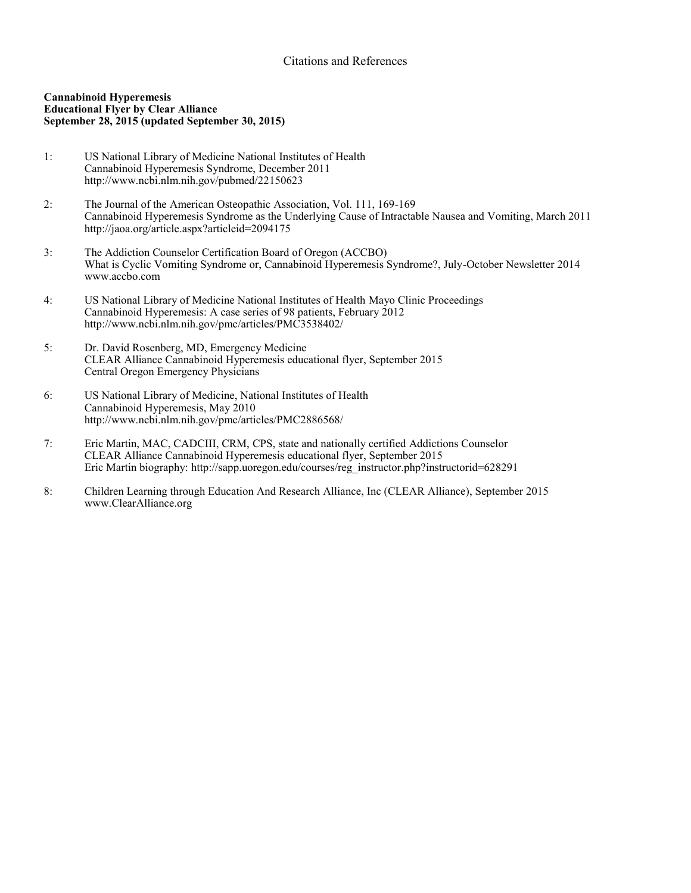# Citations and References

**Cannabinoid Hyperemesis**
**Educational Flyer by Clear Alliance**
**September 28, 2015 (updated September 30, 2015)**

1: US National Library of Medicine National Institutes of Health
Cannabinoid Hyperemesis Syndrome, December 2011
http://www.ncbi.nlm.nih.gov/pubmed/22150623

2: The Journal of the American Osteopathic Association, Vol. 111, 169-169
Cannabinoid Hyperemesis Syndrome as the Underlying Cause of Intractable Nausea and Vomiting, March 2011
http://jaoa.org/article.aspx?articleid=2094175

3: The Addiction Counselor Certification Board of Oregon (ACCBO)
What is Cyclic Vomiting Syndrome or, Cannabinoid Hyperemesis Syndrome?, July-October Newsletter 2014
www.accbo.com

4: US National Library of Medicine National Institutes of Health Mayo Clinic Proceedings
Cannabinoid Hyperemesis: A case series of 98 patients, February 2012
http://www.ncbi.nlm.nih.gov/pmc/articles/PMC3538402/

5: Dr. David Rosenberg, MD, Emergency Medicine
CLEAR Alliance Cannabinoid Hyperemesis educational flyer, September 2015
Central Oregon Emergency Physicians

6: US National Library of Medicine, National Institutes of Health
Cannabinoid Hyperemesis, May 2010
http://www.ncbi.nlm.nih.gov/pmc/articles/PMC2886568/

7: Eric Martin, MAC, CADCIII, CRM, CPS, state and nationally certified Addictions Counselor
CLEAR Alliance Cannabinoid Hyperemesis educational flyer, September 2015
Eric Martin biography: http://sapp.uoregon.edu/courses/reg_instructor.php?instructorid=628291

8: Children Learning through Education And Research Alliance, Inc (CLEAR Alliance), September 2015
www.ClearAlliance.org